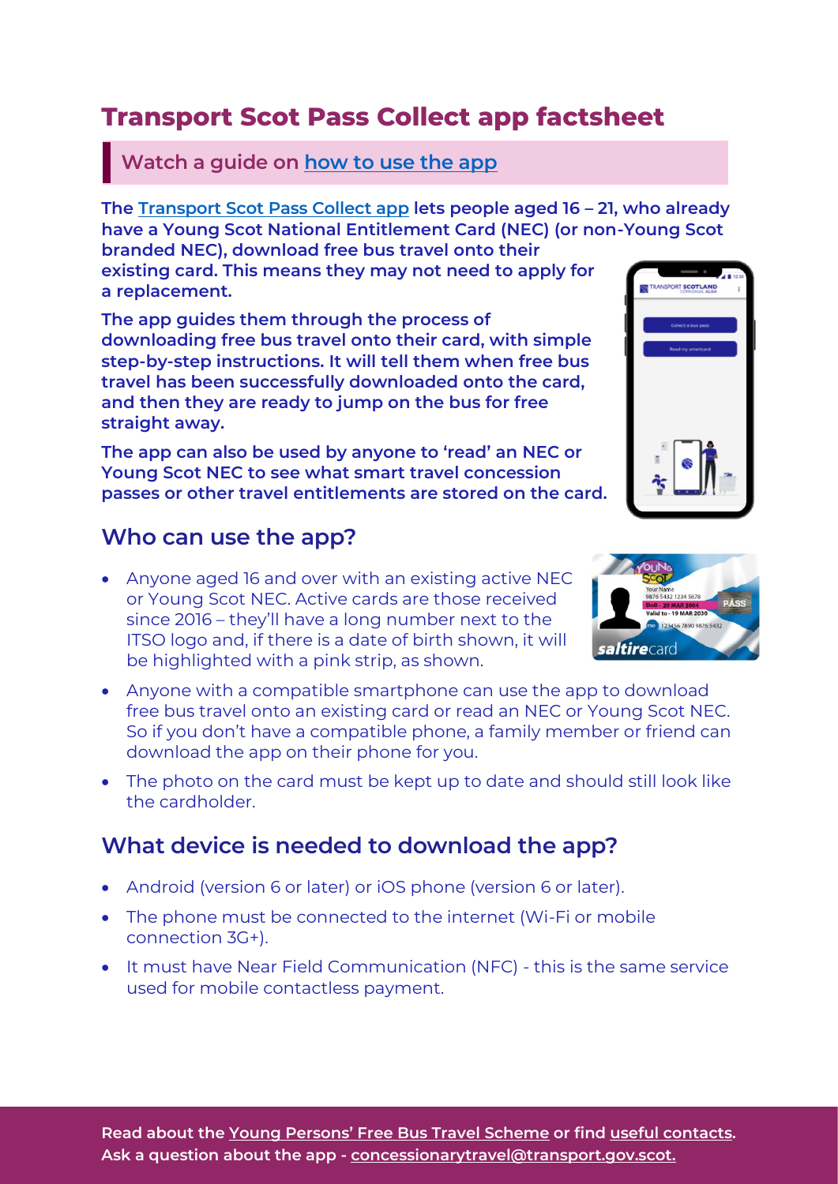# Transport Scot Pass Collect app factsheet

**Watch a guide on how to use the app**

**The Transport Scot Pass Collect app lets people aged 16 – 21, who already have a Young Scot National Entitlement Card (NEC) (or non-Young Scot branded NEC), download free bus travel onto their existing card. This means they may not need to apply for a replacement.**

**The app guides them through the process of downloading free bus travel onto their card, with simple step-by-step instructions. It will tell them when free bus travel has been successfully downloaded onto the card, and then they are ready to jump on the bus for free straight away.**

**The app can also be used by anyone to 'read' an NEC or Young Scot NEC to see what smart travel concession passes or other travel entitlements are stored on the card.**

## Who can use the app?

- Anyone aged 16 and over with an existing active NEC or Young Scot NEC. Active cards are those received since 2016 – they'll have a long number next to the ITSO logo and, if there is a date of birth shown, it will be highlighted with a pink strip, as shown.
- Anyone with a compatible smartphone can use the app to download free bus travel onto an existing card or read an NEC or Young Scot NEC. So if you don't have a compatible phone, a family member or friend can download the app on their phone for you.
- The photo on the card must be kept up to date and should still look like the cardholder.

## What device is needed to download the app?

- Android (version 6 or later) or iOS phone (version 6 or later).
- The phone must be connected to the internet (Wi-Fi or mobile connection 3G+).
- It must have Near Field Communication (NFC) - this is the same service used for mobile contactless payment.

**Read about the Young Persons' Free Bus Travel Scheme or find useful contacts. Ask a question about the app - concessionarytravel@transport.gov.scot.**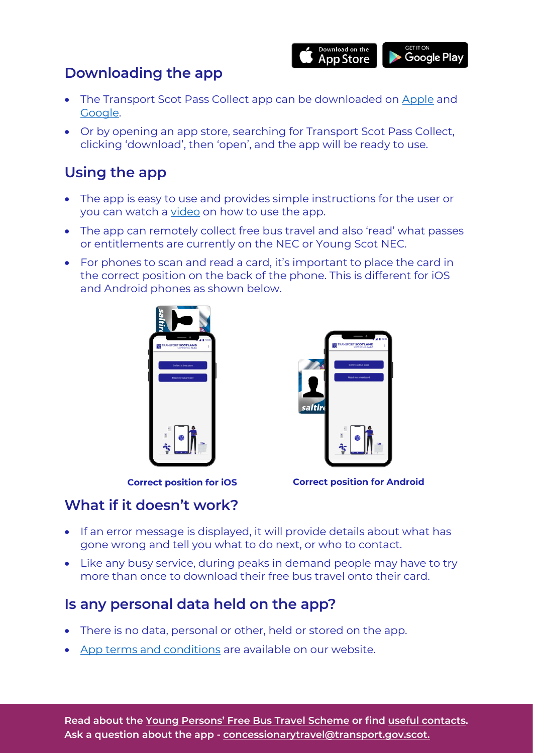## Downloading the app

- The Transport Scot Pass Collect app can be downloaded on Apple and Google.
- Or by opening an app store, searching for Transport Scot Pass Collect, clicking 'download', then 'open', and the app will be ready to use.

## Using the app

- The app is easy to use and provides simple instructions for the user or you can watch a video on how to use the app.
- The app can remotely collect free bus travel and also 'read' what passes or entitlements are currently on the NEC or Young Scot NEC.
- For phones to scan and read a card, it's important to place the card in the correct position on the back of the phone. This is different for iOS and Android phones as shown below.

**Correct position for iOS**

**Correct position for Android**

## What if it doesn't work?

- If an error message is displayed, it will provide details about what has gone wrong and tell you what to do next, or who to contact.
- Like any busy service, during peaks in demand people may have to try more than once to download their free bus travel onto their card.

## Is any personal data held on the app?

- There is no data, personal or other, held or stored on the app.
- App terms and conditions are available on our website.

**Read about the Young Persons' Free Bus Travel Scheme or find useful contacts.**
**Ask a question about the app - concessionarytravel@transport.gov.scot.**